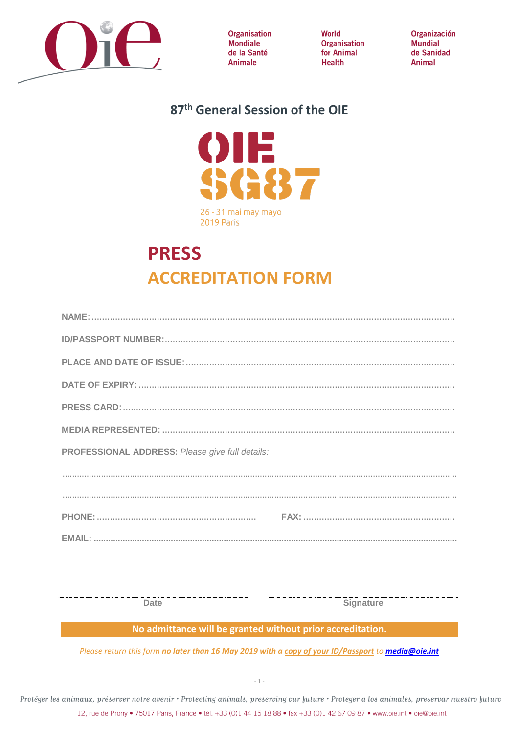Organisation Mondiale de la Santé Animale

World Organisation for Animal Health

Organización Mundial de Sanidad Animal

## 87th General Session of the OIE

OIE SG87

26 - 31 mai may mayo
2019 Paris

# PRESS
# ACCREDITATION FORM

**NAME:** ..........................................................................................................................

**ID/PASSPORT NUMBER:** ..........................................................................................................

**PLACE AND DATE OF ISSUE:** ..................................................................................................

**DATE OF EXPIRY:** ..................................................................................................................

**PRESS CARD:** ........................................................................................................................

**MEDIA REPRESENTED:** ..........................................................................................................

**PROFESSIONAL ADDRESS:** *Please give full details:*

..........................................................................................................................................

..........................................................................................................................................

**PHONE:** ...........................................................    **FAX:** ........................................................

**EMAIL:** ..................................................................................................................................

..........................................................    ..........................................................

Date    Signature

**No admittance will be granted without prior accreditation.**

*Please return this form **no later than 16 May 2019 with a copy of your ID/Passport** to **media@oie.int***

*Protéger les animaux, préserver notre avenir • Protecting animals, preserving our future • Proteger a los animales, preservar nuestro futuro*

12, rue de Prony • 75017 Paris, France • tél. +33 (0)1 44 15 18 88 • fax +33 (0)1 42 67 09 87 • www.oie.int • oie@oie.int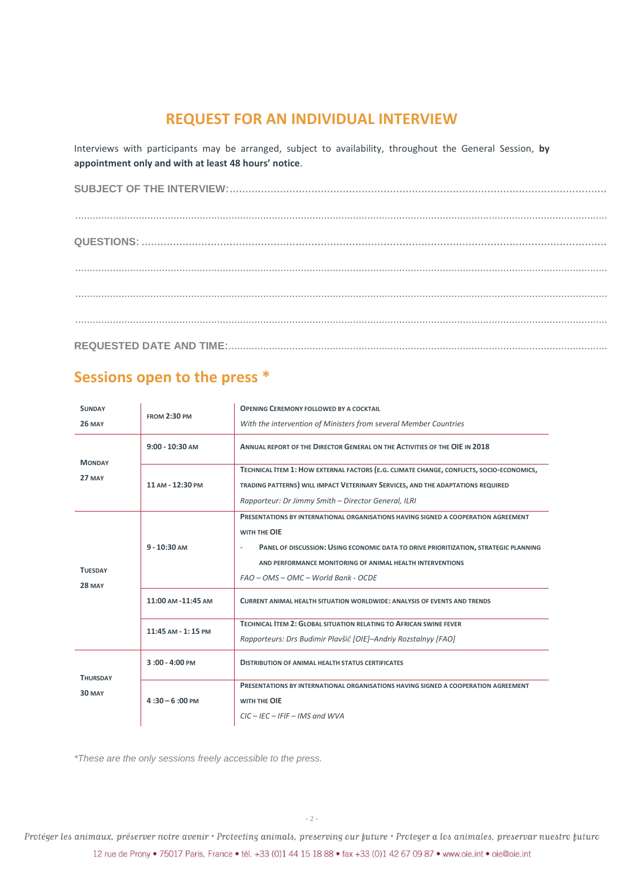# REQUEST FOR AN INDIVIDUAL INTERVIEW

Interviews with participants may be arranged, subject to availability, throughout the General Session, **by appointment only and with at least 48 hours' notice**.

**SUBJECT OF THE INTERVIEW:**.......................................................................................................................

.......................................................................................................................................................................

**QUESTIONS:** .........................................................................................................................................

.......................................................................................................................................................................

.......................................................................................................................................................................

.......................................................................................................................................................................

**REQUESTED DATE AND TIME:**.................................................................................................................

## Sessions open to the press *

| | | |
|---|---|---|
| **SUNDAY 26 MAY** | **FROM 2:30 PM** | **OPENING CEREMONY FOLLOWED BY A COCKTAIL**<br>*With the intervention of Ministers from several Member Countries* |
| **MONDAY 27 MAY** | **9:00 - 10:30 AM** | **ANNUAL REPORT OF THE DIRECTOR GENERAL ON THE ACTIVITIES OF THE OIE IN 2018** |
| | **11 AM - 12:30 PM** | **TECHNICAL ITEM 1: HOW EXTERNAL FACTORS (E.G. CLIMATE CHANGE, CONFLICTS, SOCIO-ECONOMICS, TRADING PATTERNS) WILL IMPACT VETERINARY SERVICES, AND THE ADAPTATIONS REQUIRED**<br>*Rapporteur: Dr Jimmy Smith – Director General, ILRI* |
| **TUESDAY 28 MAY** | **9 - 10:30 AM** | **PRESENTATIONS BY INTERNATIONAL ORGANISATIONS HAVING SIGNED A COOPERATION AGREEMENT WITH THE OIE**<br>- **PANEL OF DISCUSSION: USING ECONOMIC DATA TO DRIVE PRIORITIZATION, STRATEGIC PLANNING AND PERFORMANCE MONITORING OF ANIMAL HEALTH INTERVENTIONS**<br>*FAO – OMS – OMC – World Bank - OCDE* |
| | **11:00 AM -11:45 AM** | **CURRENT ANIMAL HEALTH SITUATION WORLDWIDE: ANALYSIS OF EVENTS AND TRENDS** |
| | **11:45 AM - 1: 15 PM** | **TECHNICAL ITEM 2: GLOBAL SITUATION RELATING TO AFRICAN SWINE FEVER**<br>*Rapporteurs: Drs Budimir Plavšić [OIE]–Andriy Rozstalnyy [FAO]* |
| **THURSDAY 30 MAY** | **3 :00 - 4:00 PM** | **DISTRIBUTION OF ANIMAL HEALTH STATUS CERTIFICATES** |
| | **4 :30 – 6 :00 PM** | **PRESENTATIONS BY INTERNATIONAL ORGANISATIONS HAVING SIGNED A COOPERATION AGREEMENT WITH THE OIE**<br>*CIC – IEC – IFIF – IMS and WVA* |

*\*These are the only sessions freely accessible to the press.*

*Protéger les animaux, préserver notre avenir · Protecting animals, preserving our future · Proteger a los animales, preservar nuestro futuro*

12 rue de Prony • 75017 Paris, France • tél. +33 (0)1 44 15 18 88 • fax +33 (0)1 42 67 09 87 • www.oie.int • oie@oie.int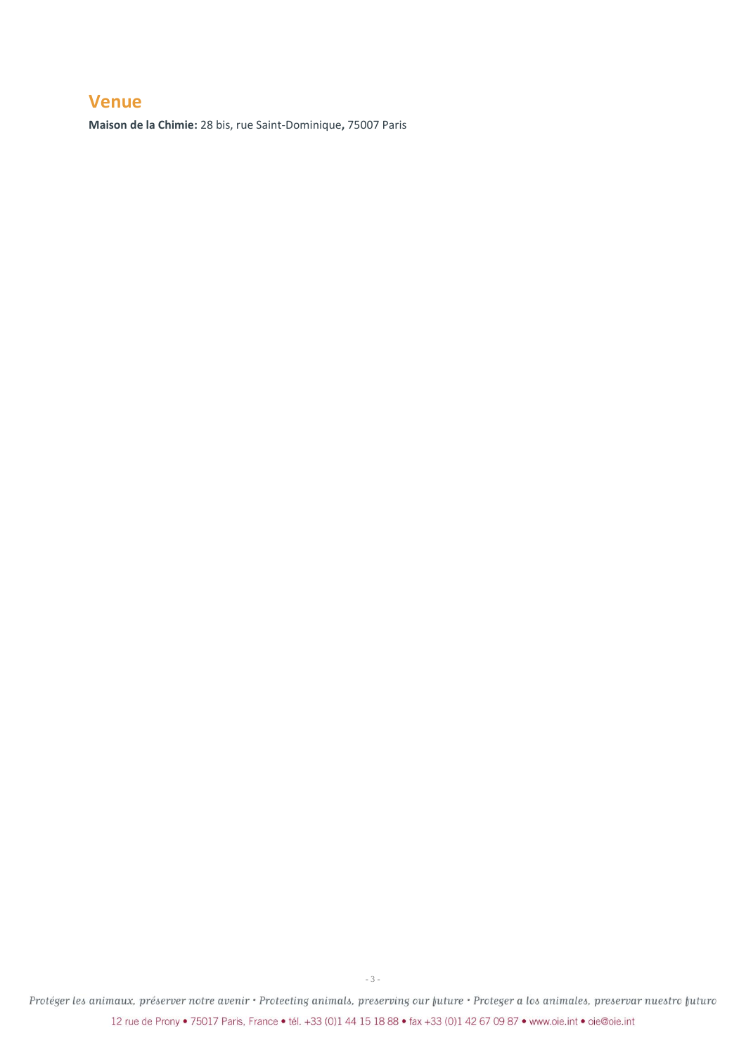## Venue

**Maison de la Chimie:** 28 bis, rue Saint-Dominique**,** 75007 Paris